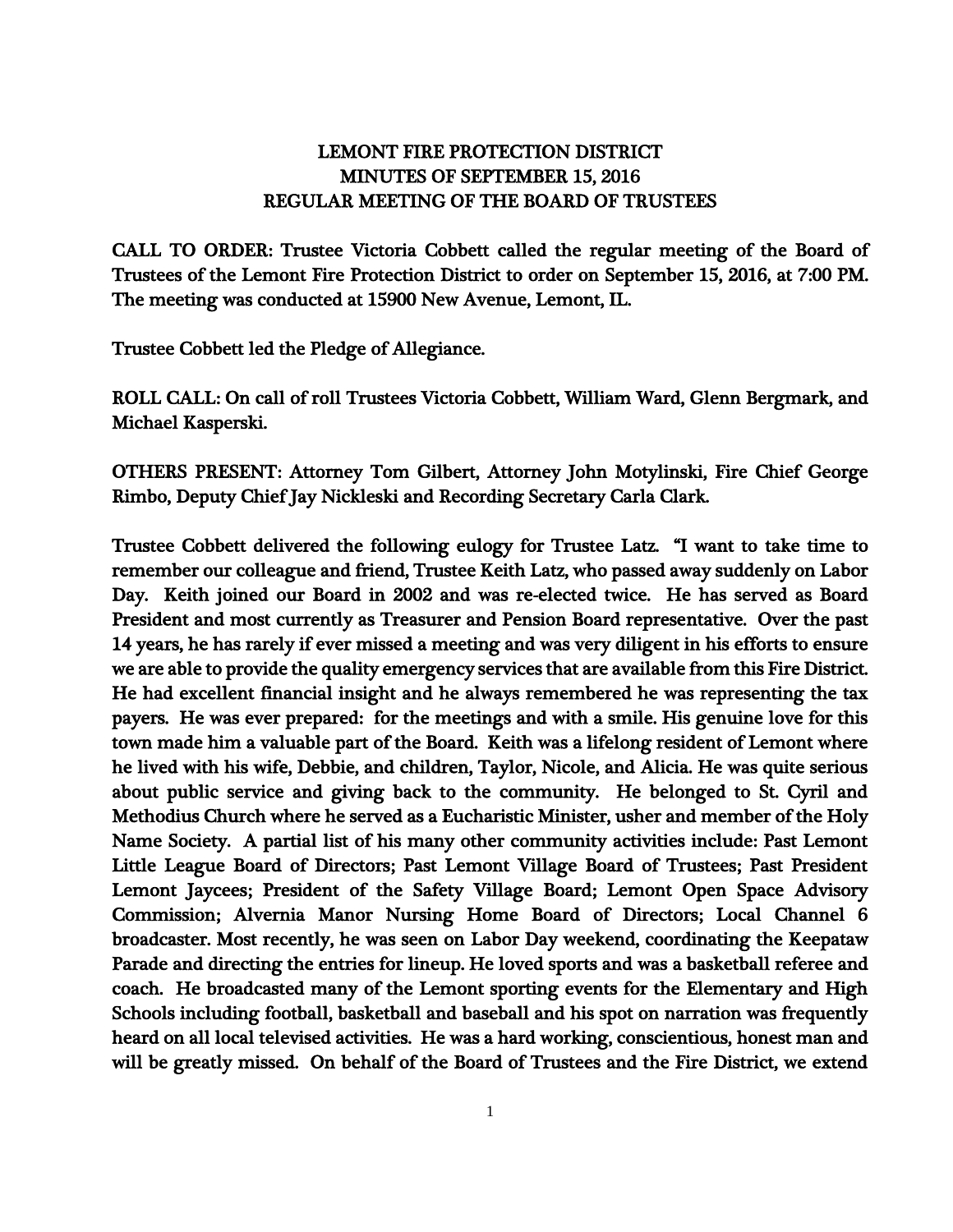# LEMONT FIRE PROTECTION DISTRICT
## MINUTES OF SEPTEMBER 15, 2016
## REGULAR MEETING OF THE BOARD OF TRUSTEES

CALL TO ORDER: Trustee Victoria Cobbett called the regular meeting of the Board of Trustees of the Lemont Fire Protection District to order on September 15, 2016, at 7:00 PM. The meeting was conducted at 15900 New Avenue, Lemont, IL.

Trustee Cobbett led the Pledge of Allegiance.

ROLL CALL: On call of roll Trustees Victoria Cobbett, William Ward, Glenn Bergmark, and Michael Kasperski.

OTHERS PRESENT: Attorney Tom Gilbert, Attorney John Motylinski, Fire Chief George Rimbo, Deputy Chief Jay Nickleski and Recording Secretary Carla Clark.

Trustee Cobbett delivered the following eulogy for Trustee Latz. "I want to take time to remember our colleague and friend, Trustee Keith Latz, who passed away suddenly on Labor Day. Keith joined our Board in 2002 and was re-elected twice. He has served as Board President and most currently as Treasurer and Pension Board representative. Over the past 14 years, he has rarely if ever missed a meeting and was very diligent in his efforts to ensure we are able to provide the quality emergency services that are available from this Fire District. He had excellent financial insight and he always remembered he was representing the tax payers. He was ever prepared: for the meetings and with a smile. His genuine love for this town made him a valuable part of the Board. Keith was a lifelong resident of Lemont where he lived with his wife, Debbie, and children, Taylor, Nicole, and Alicia. He was quite serious about public service and giving back to the community. He belonged to St. Cyril and Methodius Church where he served as a Eucharistic Minister, usher and member of the Holy Name Society. A partial list of his many other community activities include: Past Lemont Little League Board of Directors; Past Lemont Village Board of Trustees; Past President Lemont Jaycees; President of the Safety Village Board; Lemont Open Space Advisory Commission; Alvernia Manor Nursing Home Board of Directors; Local Channel 6 broadcaster. Most recently, he was seen on Labor Day weekend, coordinating the Keepataw Parade and directing the entries for lineup. He loved sports and was a basketball referee and coach. He broadcasted many of the Lemont sporting events for the Elementary and High Schools including football, basketball and baseball and his spot on narration was frequently heard on all local televised activities. He was a hard working, conscientious, honest man and will be greatly missed. On behalf of the Board of Trustees and the Fire District, we extend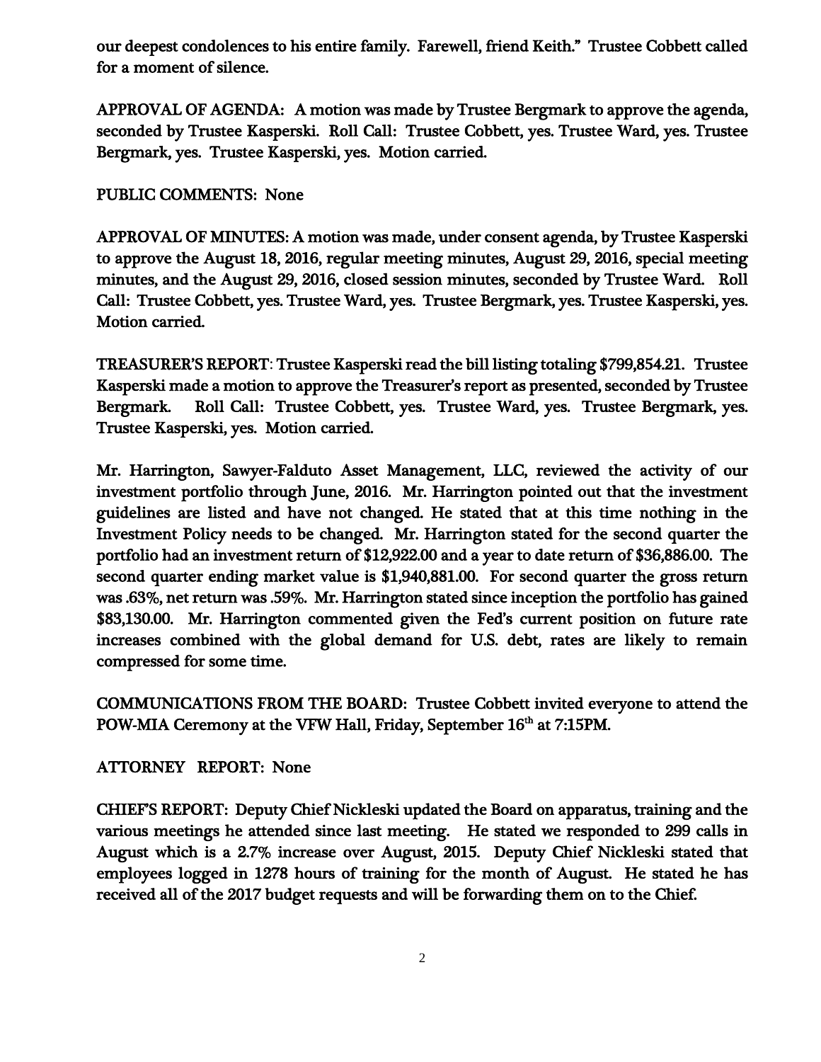our deepest condolences to his entire family. Farewell, friend Keith." Trustee Cobbett called for a moment of silence.

APPROVAL OF AGENDA: A motion was made by Trustee Bergmark to approve the agenda, seconded by Trustee Kasperski. Roll Call: Trustee Cobbett, yes. Trustee Ward, yes. Trustee Bergmark, yes. Trustee Kasperski, yes. Motion carried.

PUBLIC COMMENTS: None

APPROVAL OF MINUTES: A motion was made, under consent agenda, by Trustee Kasperski to approve the August 18, 2016, regular meeting minutes, August 29, 2016, special meeting minutes, and the August 29, 2016, closed session minutes, seconded by Trustee Ward. Roll Call: Trustee Cobbett, yes. Trustee Ward, yes. Trustee Bergmark, yes. Trustee Kasperski, yes. Motion carried.

TREASURER'S REPORT: Trustee Kasperski read the bill listing totaling $799,854.21. Trustee Kasperski made a motion to approve the Treasurer's report as presented, seconded by Trustee Bergmark. Roll Call: Trustee Cobbett, yes. Trustee Ward, yes. Trustee Bergmark, yes. Trustee Kasperski, yes. Motion carried.

Mr. Harrington, Sawyer-Falduto Asset Management, LLC, reviewed the activity of our investment portfolio through June, 2016. Mr. Harrington pointed out that the investment guidelines are listed and have not changed. He stated that at this time nothing in the Investment Policy needs to be changed. Mr. Harrington stated for the second quarter the portfolio had an investment return of $12,922.00 and a year to date return of $36,886.00. The second quarter ending market value is $1,940,881.00. For second quarter the gross return was .63%, net return was .59%. Mr. Harrington stated since inception the portfolio has gained $83,130.00. Mr. Harrington commented given the Fed's current position on future rate increases combined with the global demand for U.S. debt, rates are likely to remain compressed for some time.

COMMUNICATIONS FROM THE BOARD: Trustee Cobbett invited everyone to attend the POW-MIA Ceremony at the VFW Hall, Friday, September 16th at 7:15PM.

ATTORNEY REPORT: None

CHIEF'S REPORT: Deputy Chief Nickleski updated the Board on apparatus, training and the various meetings he attended since last meeting. He stated we responded to 299 calls in August which is a 2.7% increase over August, 2015. Deputy Chief Nickleski stated that employees logged in 1278 hours of training for the month of August. He stated he has received all of the 2017 budget requests and will be forwarding them on to the Chief.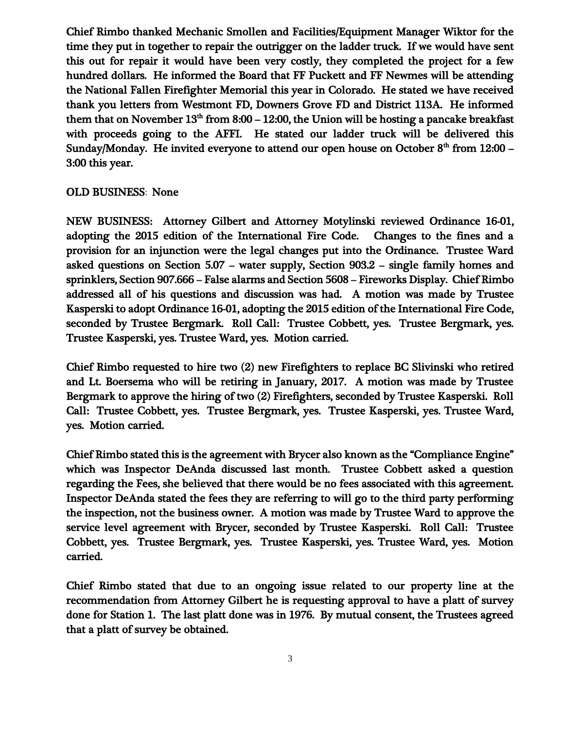Chief Rimbo thanked Mechanic Smollen and Facilities/Equipment Manager Wiktor for the time they put in together to repair the outrigger on the ladder truck. If we would have sent this out for repair it would have been very costly, they completed the project for a few hundred dollars. He informed the Board that FF Puckett and FF Newmes will be attending the National Fallen Firefighter Memorial this year in Colorado. He stated we have received thank you letters from Westmont FD, Downers Grove FD and District 113A. He informed them that on November 13th from 8:00 – 12:00, the Union will be hosting a pancake breakfast with proceeds going to the AFFI. He stated our ladder truck will be delivered this Sunday/Monday. He invited everyone to attend our open house on October 8th from 12:00 – 3:00 this year.

OLD BUSINESS: None

NEW BUSINESS: Attorney Gilbert and Attorney Motylinski reviewed Ordinance 16-01, adopting the 2015 edition of the International Fire Code. Changes to the fines and a provision for an injunction were the legal changes put into the Ordinance. Trustee Ward asked questions on Section 5.07 – water supply, Section 903.2 – single family homes and sprinklers, Section 907.666 – False alarms and Section 5608 – Fireworks Display. Chief Rimbo addressed all of his questions and discussion was had. A motion was made by Trustee Kasperski to adopt Ordinance 16-01, adopting the 2015 edition of the International Fire Code, seconded by Trustee Bergmark. Roll Call: Trustee Cobbett, yes. Trustee Bergmark, yes. Trustee Kasperski, yes. Trustee Ward, yes. Motion carried.

Chief Rimbo requested to hire two (2) new Firefighters to replace BC Slivinski who retired and Lt. Boersema who will be retiring in January, 2017. A motion was made by Trustee Bergmark to approve the hiring of two (2) Firefighters, seconded by Trustee Kasperski. Roll Call: Trustee Cobbett, yes. Trustee Bergmark, yes. Trustee Kasperski, yes. Trustee Ward, yes. Motion carried.

Chief Rimbo stated this is the agreement with Brycer also known as the "Compliance Engine" which was Inspector DeAnda discussed last month. Trustee Cobbett asked a question regarding the Fees, she believed that there would be no fees associated with this agreement. Inspector DeAnda stated the fees they are referring to will go to the third party performing the inspection, not the business owner. A motion was made by Trustee Ward to approve the service level agreement with Brycer, seconded by Trustee Kasperski. Roll Call: Trustee Cobbett, yes. Trustee Bergmark, yes. Trustee Kasperski, yes. Trustee Ward, yes. Motion carried.

Chief Rimbo stated that due to an ongoing issue related to our property line at the recommendation from Attorney Gilbert he is requesting approval to have a platt of survey done for Station 1. The last platt done was in 1976. By mutual consent, the Trustees agreed that a platt of survey be obtained.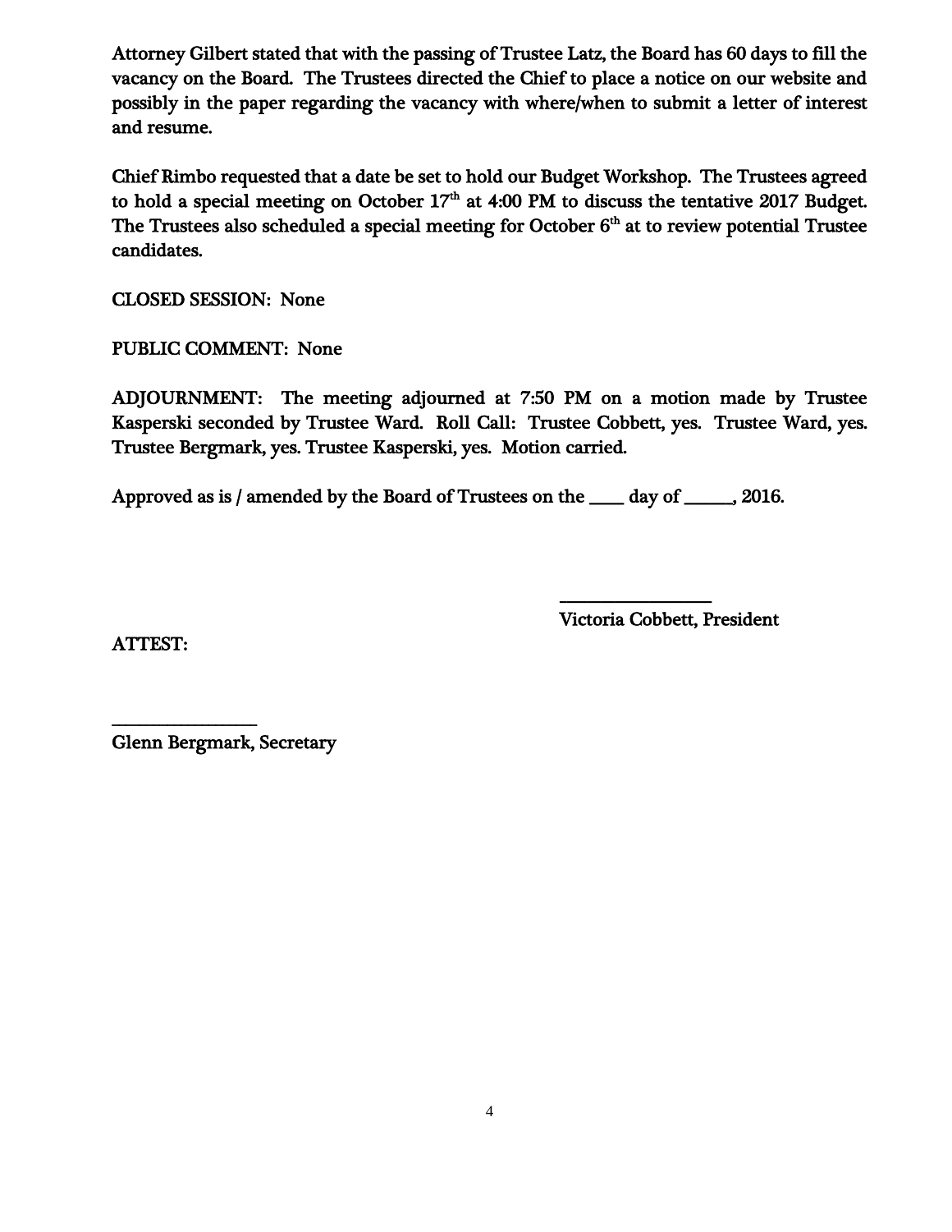Attorney Gilbert stated that with the passing of Trustee Latz, the Board has 60 days to fill the vacancy on the Board. The Trustees directed the Chief to place a notice on our website and possibly in the paper regarding the vacancy with where/when to submit a letter of interest and resume.

Chief Rimbo requested that a date be set to hold our Budget Workshop. The Trustees agreed to hold a special meeting on October 17th at 4:00 PM to discuss the tentative 2017 Budget. The Trustees also scheduled a special meeting for October 6th at to review potential Trustee candidates.

CLOSED SESSION: None

PUBLIC COMMENT: None

ADJOURNMENT: The meeting adjourned at 7:50 PM on a motion made by Trustee Kasperski seconded by Trustee Ward. Roll Call: Trustee Cobbett, yes. Trustee Ward, yes. Trustee Bergmark, yes. Trustee Kasperski, yes. Motion carried.

Approved as is / amended by the Board of Trustees on the ____ day of _____, 2016.

________________
Victoria Cobbett, President

ATTEST:

________________
Glenn Bergmark, Secretary